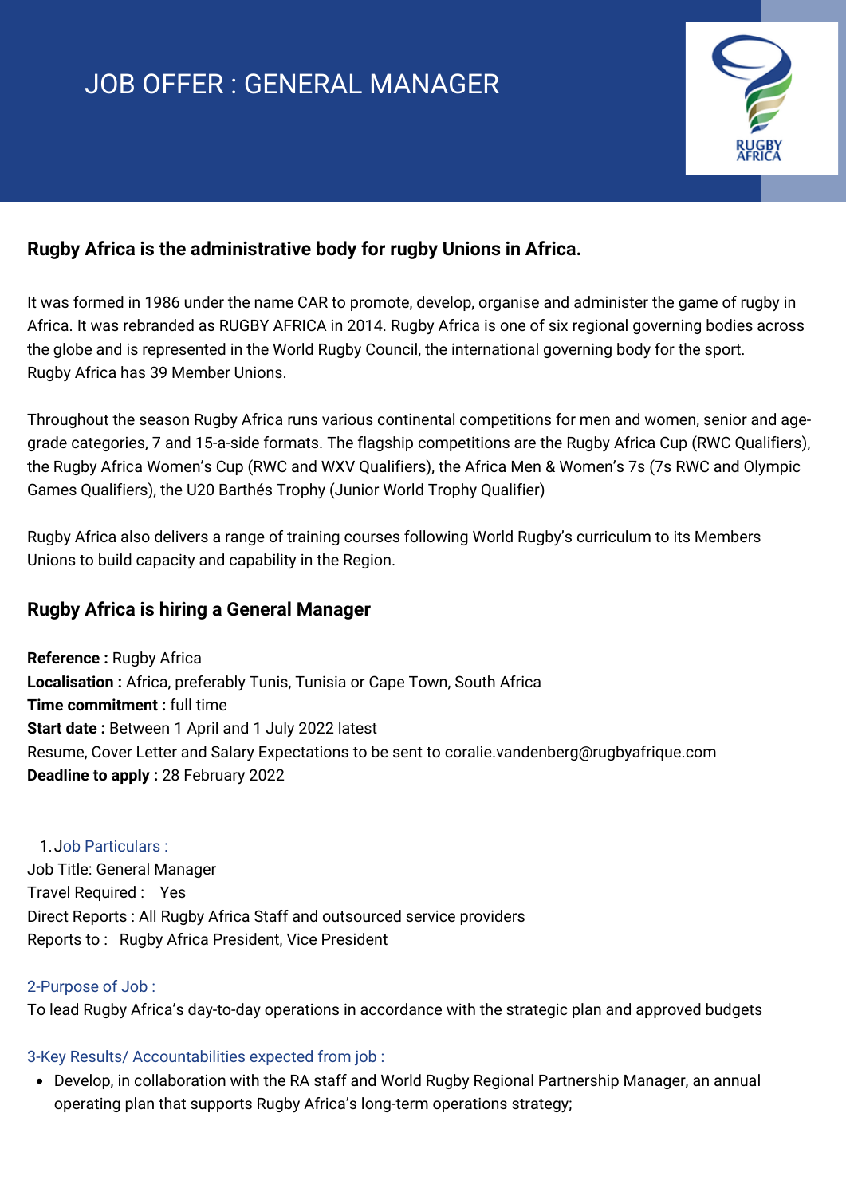# JOB OFFER : GENERAL MANAGER

## Rugby Africa is the administrative body for rugby Unions in Africa.

It was formed in 1986 under the name CAR to promote, develop, organise and administer the game of rugby in Africa. It was rebranded as RUGBY AFRICA in 2014. Rugby Africa is one of six regional governing bodies across the globe and is represented in the World Rugby Council, the international governing body for the sport.
Rugby Africa has 39 Member Unions.

Throughout the season Rugby Africa runs various continental competitions for men and women, senior and age-grade categories, 7 and 15-a-side formats. The flagship competitions are the Rugby Africa Cup (RWC Qualifiers), the Rugby Africa Women's Cup (RWC and WXV Qualifiers), the Africa Men & Women's 7s (7s RWC and Olympic Games Qualifiers), the U20 Barthés Trophy (Junior World Trophy Qualifier)

Rugby Africa also delivers a range of training courses following World Rugby's curriculum to its Members Unions to build capacity and capability in the Region.

## Rugby Africa is hiring a General Manager

**Reference :** Rugby Africa
**Localisation :** Africa, preferably Tunis, Tunisia or Cape Town, South Africa
**Time commitment :** full time
**Start date :** Between 1 April and 1 July 2022 latest
Resume, Cover Letter and Salary Expectations to be sent to coralie.vandenberg@rugbyafrique.com
**Deadline to apply :** 28 February 2022

1. Job Particulars :

Job Title: General Manager
Travel Required : Yes
Direct Reports : All Rugby Africa Staff and outsourced service providers
Reports to : Rugby Africa President, Vice President

2-Purpose of Job :

To lead Rugby Africa's day-to-day operations in accordance with the strategic plan and approved budgets

3-Key Results/ Accountabilities expected from job :

- Develop, in collaboration with the RA staff and World Rugby Regional Partnership Manager, an annual operating plan that supports Rugby Africa's long-term operations strategy;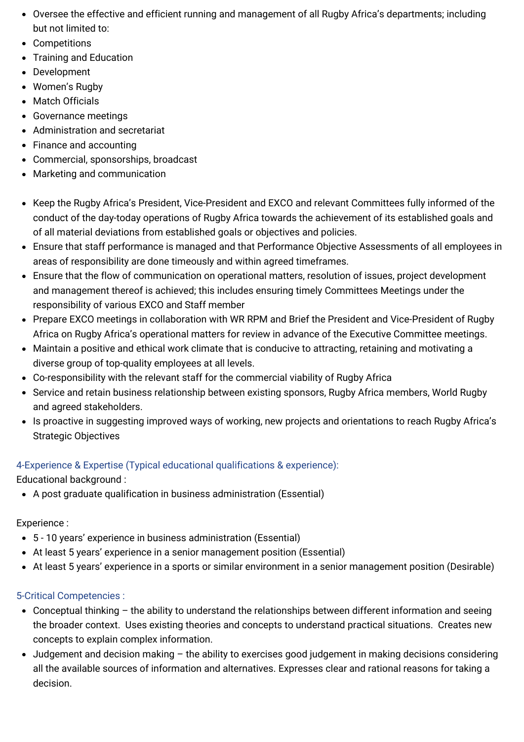- Oversee the effective and efficient running and management of all Rugby Africa's departments; including but not limited to:
- Competitions
- Training and Education
- Development
- Women's Rugby
- Match Officials
- Governance meetings
- Administration and secretariat
- Finance and accounting
- Commercial, sponsorships, broadcast
- Marketing and communication

- Keep the Rugby Africa's President, Vice-President and EXCO and relevant Committees fully informed of the conduct of the day-today operations of Rugby Africa towards the achievement of its established goals and of all material deviations from established goals or objectives and policies.
- Ensure that staff performance is managed and that Performance Objective Assessments of all employees in areas of responsibility are done timeously and within agreed timeframes.
- Ensure that the flow of communication on operational matters, resolution of issues, project development and management thereof is achieved; this includes ensuring timely Committees Meetings under the responsibility of various EXCO and Staff member
- Prepare EXCO meetings in collaboration with WR RPM and Brief the President and Vice-President of Rugby Africa on Rugby Africa's operational matters for review in advance of the Executive Committee meetings.
- Maintain a positive and ethical work climate that is conducive to attracting, retaining and motivating a diverse group of top-quality employees at all levels.
- Co-responsibility with the relevant staff for the commercial viability of Rugby Africa
- Service and retain business relationship between existing sponsors, Rugby Africa members, World Rugby and agreed stakeholders.
- Is proactive in suggesting improved ways of working, new projects and orientations to reach Rugby Africa's Strategic Objectives

## 4-Experience & Expertise (Typical educational qualifications & experience):

Educational background :

- A post graduate qualification in business administration (Essential)

Experience :

- 5 - 10 years' experience in business administration (Essential)
- At least 5 years' experience in a senior management position (Essential)
- At least 5 years' experience in a sports or similar environment in a senior management position (Desirable)

## 5-Critical Competencies :

- Conceptual thinking – the ability to understand the relationships between different information and seeing the broader context. Uses existing theories and concepts to understand practical situations. Creates new concepts to explain complex information.
- Judgement and decision making – the ability to exercises good judgement in making decisions considering all the available sources of information and alternatives. Expresses clear and rational reasons for taking a decision.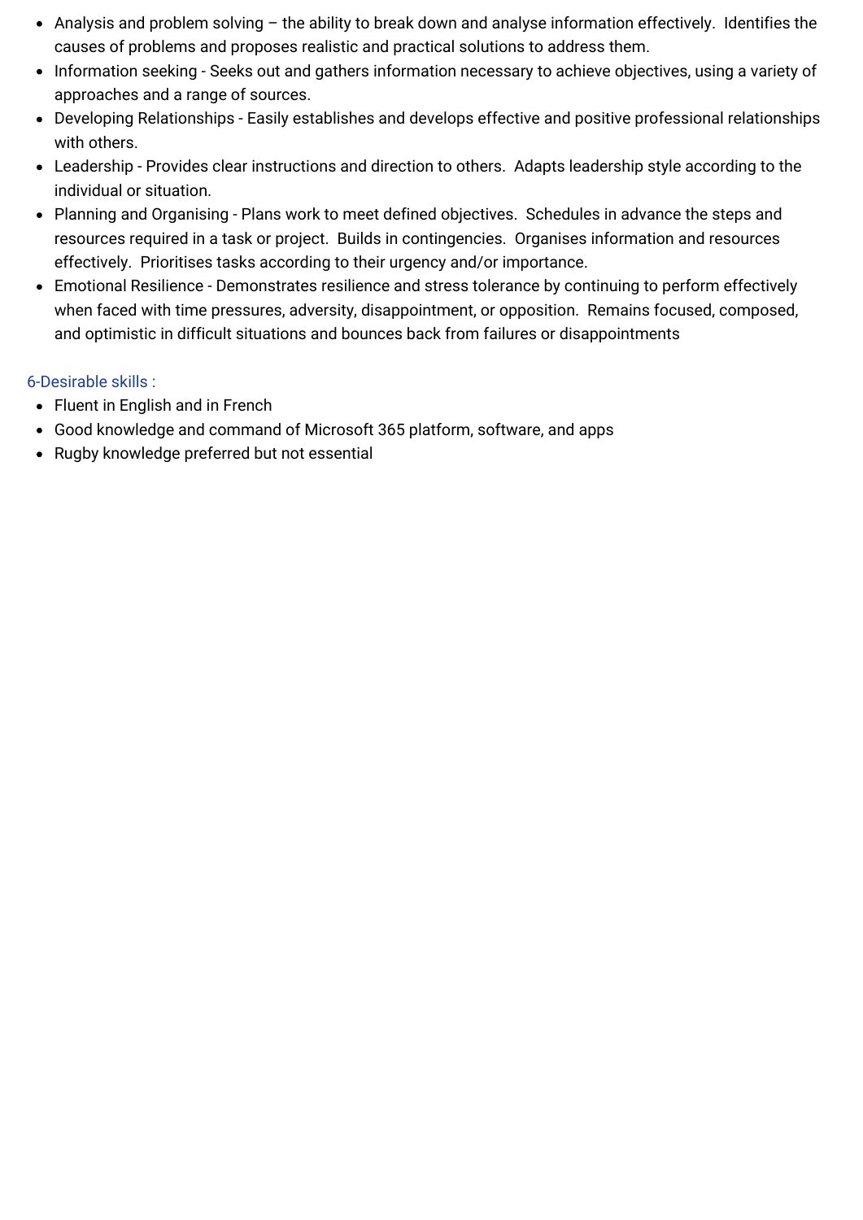- Analysis and problem solving – the ability to break down and analyse information effectively. Identifies the causes of problems and proposes realistic and practical solutions to address them.
- Information seeking - Seeks out and gathers information necessary to achieve objectives, using a variety of approaches and a range of sources.
- Developing Relationships - Easily establishes and develops effective and positive professional relationships with others.
- Leadership - Provides clear instructions and direction to others. Adapts leadership style according to the individual or situation.
- Planning and Organising - Plans work to meet defined objectives. Schedules in advance the steps and resources required in a task or project. Builds in contingencies. Organises information and resources effectively. Prioritises tasks according to their urgency and/or importance.
- Emotional Resilience - Demonstrates resilience and stress tolerance by continuing to perform effectively when faced with time pressures, adversity, disappointment, or opposition. Remains focused, composed, and optimistic in difficult situations and bounces back from failures or disappointments

## 6-Desirable skills :

- Fluent in English and in French
- Good knowledge and command of Microsoft 365 platform, software, and apps
- Rugby knowledge preferred but not essential